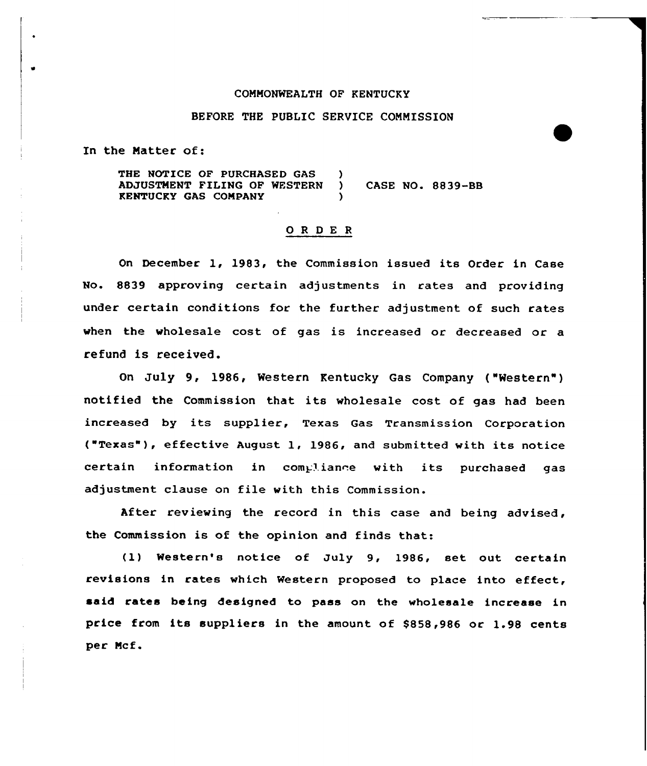COMMONWEALTH OF KENTUCKY

BEFORE THE PUBLIC SERVICE COMMISSION

In the Matter of:

THE NOTICE OF PURCHASED GAS ADJUSTMENT FILING OF WESTERN KENTUCKY GAS COMPANY ) CASE NO. 8839-BB

# O R D E R

On December 1, 1983, the Commission issued its Order in Case No. 8839 approving certain adjustments in rates and providing under certain conditions for the further adjustment of such rates when the wholesale cost of gas is increased or decreased or a refund is received.

On July 9, 1986, Western Kentucky Gas Company ("Western") notified the Commission that its wholesale cost of gas had been increased by its supplier, Texas Gas Transmission Corporation ("Texas"), effective August 1, 1986, and submitted with its notice certain information in compliance with its purchased gas adjustment clause on file with this Commission.

After reviewing the record in this case and being advised, the Commission is of the opinion and finds that:

(1) Western's notice of July 9, 1986, set out certain revisions in rates which Western proposed to place into effect, said rates being designed to pass on the wholesale increase in price from its suppliers in the amount of $858,986 or 1.98 cents per Mcf.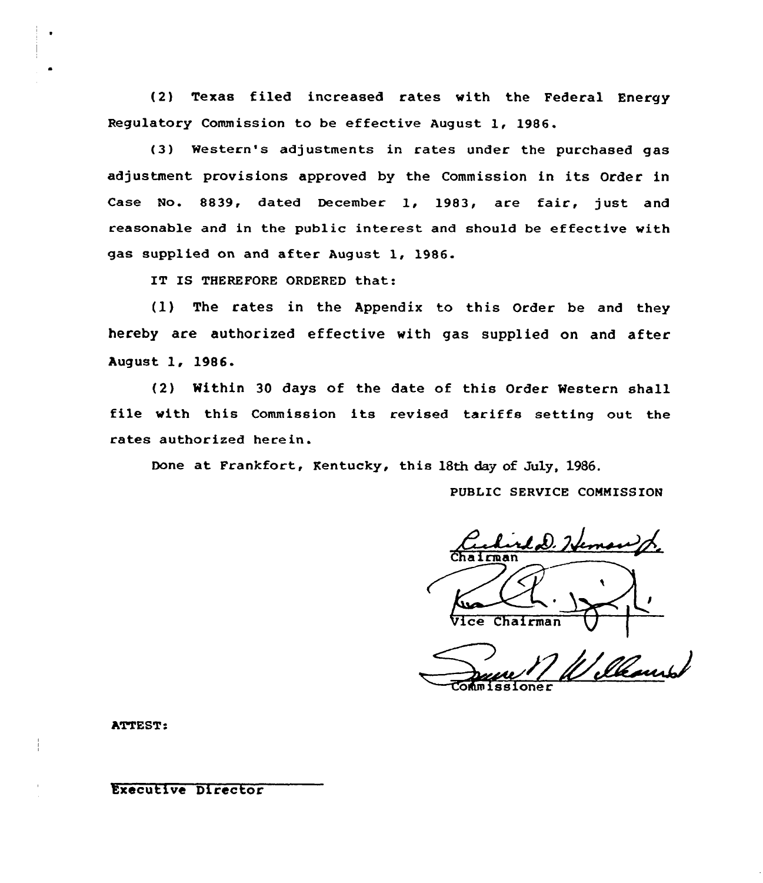(2) Texas filed increased rates with the Federal Energy Regulatory Commission to be effective August 1, 1986.

(3) Western's adjustments in rates under the purchased gas adjustment provisions approved by the Commission in its Order in Case No. 8839, dated December 1, 1983, are fair, just and reasonable and in the public interest and should be effective with gas supplied on and after August 1, 1986.

IT IS THEREFORE ORDERED that:

(1) The rates in the Appendix to this Order be and they hereby are authorized effective with gas supplied on and after August 1, 1986.

(2) Within 30 days of the date of this Order Western shall file with this Commission its revised tariffs setting out the rates authorized herein.

Done at Frankfort, Kentucky, this 18th day of July, 1986.

PUBLIC SERVICE COMMISSION

Chairman

Vice Chairman

Commissioner

ATTEST:

Executive Director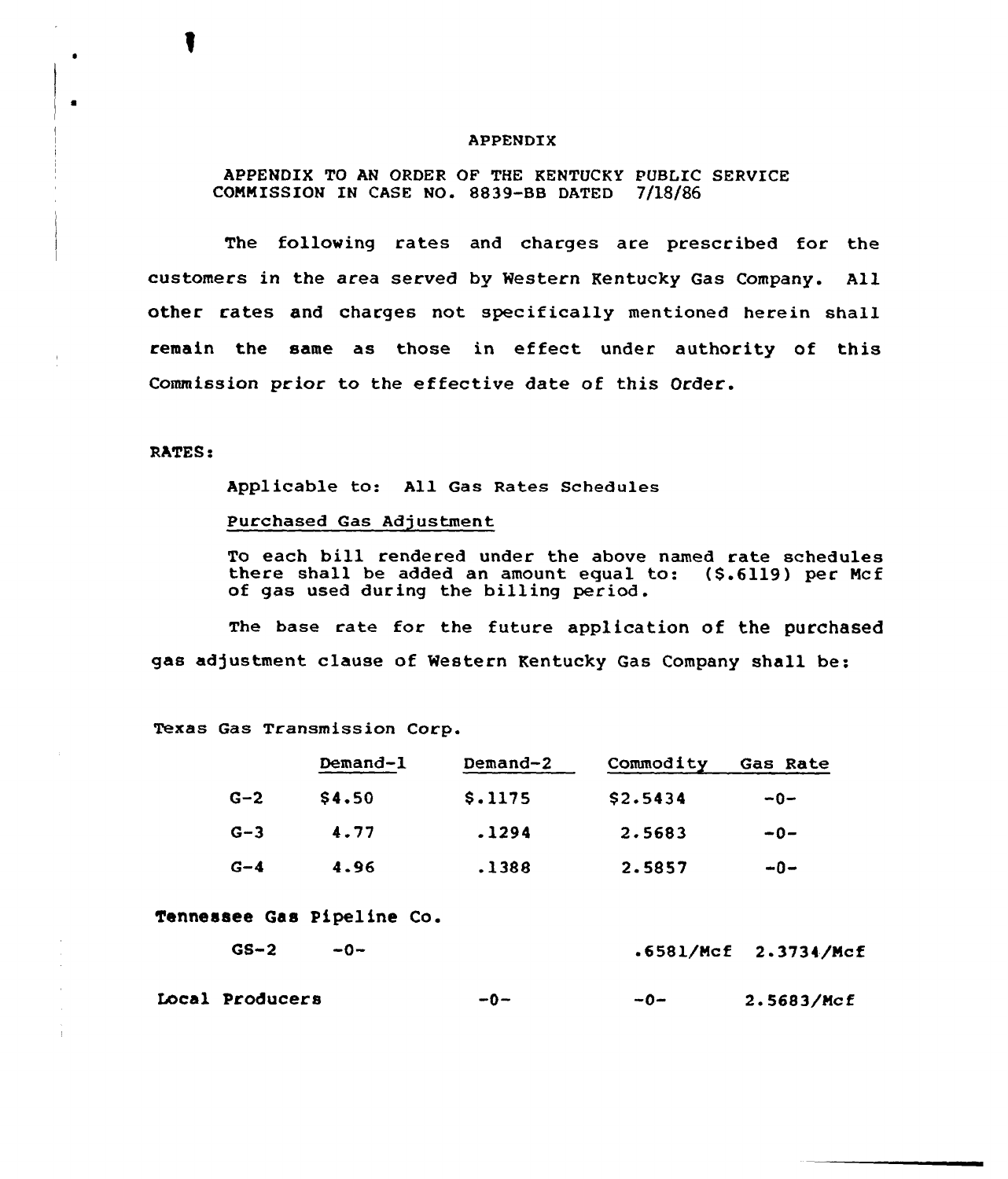# APPENDIX

APPENDIX TO AN ORDER OF THE KENTUCKY PUBLIC SERVICE COMMISSION IN CASE NO. 8839-BB DATED 7/18/86

The following rates and charges are prescribed for the customers in the area served by Western Kentucky Gas Company. All other rates and charges not specifically mentioned herein shall remain the same as those in effect under authority of this Commission prior to the effective date of this Order.

RATES:

Applicable to: All Gas Rates Schedules

Purchased Gas Adjustment

To each bill rendered under the above named rate schedules there shall be added an amount equal to: ($.6119) per Mcf of gas used during the billing period.

The base rate for the future application of the purchased gas adjustment clause of Western Kentucky Gas Company shall be:

| | Demand-1 | Demand-2 | Commodity | Gas Rate |
|---|---|---|---|---|
| **Texas Gas Transmission Corp.** | | | | |
| G-2 | $4.50 | $.1175 | $2.5434 | -0- |
| G-3 | 4.77 | .1294 | 2.5683 | -0- |
| G-4 | 4.96 | .1388 | 2.5857 | -0- |
| **Tennessee Gas Pipeline Co.** | | | | |
| GS-2 | -0- | | .6581/Mcf | 2.3734/Mcf |
| Local Producers | | -0- | -0- | 2.5683/Mcf |